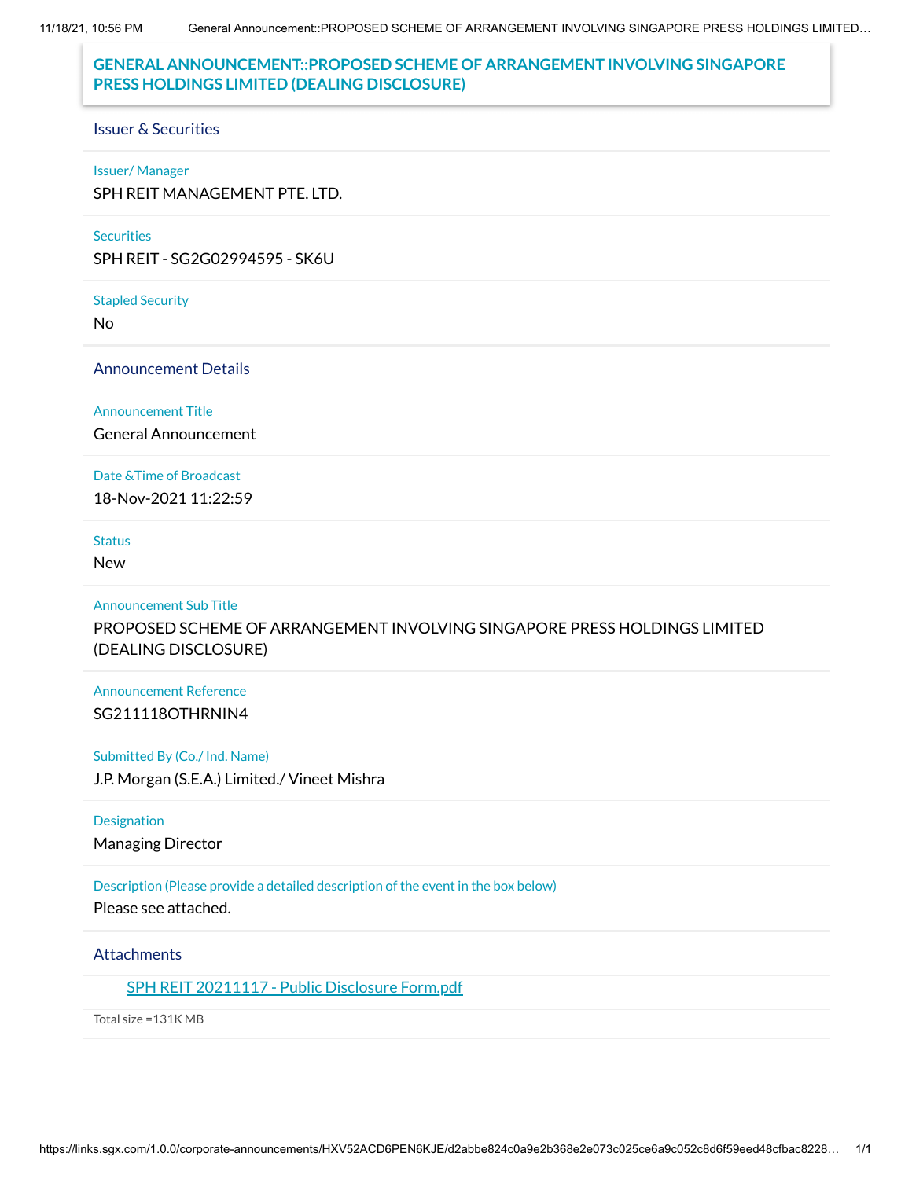# GENERAL ANNOUNCEMENT::PROPOSED SCHEME OF ARRANGEMENT INVOLVING SINGAPORE PRESS HOLDINGS LIMITED (DEALING DISCLOSURE)

## Issuer & Securities

**Issuer/ Manager**

SPH REIT MANAGEMENT PTE. LTD.

**Securities**

SPH REIT - SG2G02994595 - SK6U

**Stapled Security**

No

## Announcement Details

**Announcement Title**

General Announcement

**Date &Time of Broadcast**

18-Nov-2021 11:22:59

**Status**

New

**Announcement Sub Title**

PROPOSED SCHEME OF ARRANGEMENT INVOLVING SINGAPORE PRESS HOLDINGS LIMITED (DEALING DISCLOSURE)

**Announcement Reference**

SG211118OTHRNIN4

**Submitted By (Co./ Ind. Name)**

J.P. Morgan (S.E.A.) Limited./ Vineet Mishra

**Designation**

Managing Director

**Description (Please provide a detailed description of the event in the box below)**

Please see attached.

## Attachments

SPH REIT 20211117 - Public Disclosure Form.pdf

Total size =131K MB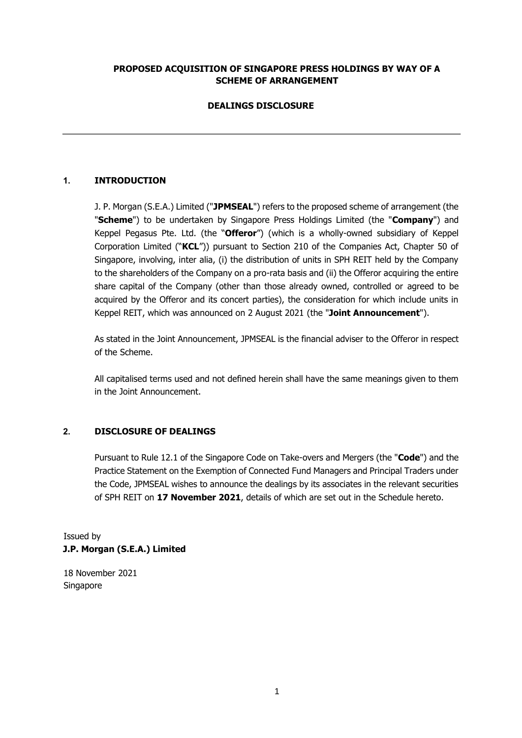**PROPOSED ACQUISITION OF SINGAPORE PRESS HOLDINGS BY WAY OF A SCHEME OF ARRANGEMENT**

**DEALINGS DISCLOSURE**

---

## 1. INTRODUCTION

J. P. Morgan (S.E.A.) Limited ("**JPMSEAL**") refers to the proposed scheme of arrangement (the "**Scheme**") to be undertaken by Singapore Press Holdings Limited (the "**Company**") and Keppel Pegasus Pte. Ltd. (the "**Offeror**") (which is a wholly-owned subsidiary of Keppel Corporation Limited ("**KCL**")) pursuant to Section 210 of the Companies Act, Chapter 50 of Singapore, involving, inter alia, (i) the distribution of units in SPH REIT held by the Company to the shareholders of the Company on a pro-rata basis and (ii) the Offeror acquiring the entire share capital of the Company (other than those already owned, controlled or agreed to be acquired by the Offeror and its concert parties), the consideration for which include units in Keppel REIT, which was announced on 2 August 2021 (the "**Joint Announcement**").

As stated in the Joint Announcement, JPMSEAL is the financial adviser to the Offeror in respect of the Scheme.

All capitalised terms used and not defined herein shall have the same meanings given to them in the Joint Announcement.

## 2. DISCLOSURE OF DEALINGS

Pursuant to Rule 12.1 of the Singapore Code on Take-overs and Mergers (the "**Code**") and the Practice Statement on the Exemption of Connected Fund Managers and Principal Traders under the Code, JPMSEAL wishes to announce the dealings by its associates in the relevant securities of SPH REIT on **17 November 2021**, details of which are set out in the Schedule hereto.

Issued by
**J.P. Morgan (S.E.A.) Limited**

18 November 2021
Singapore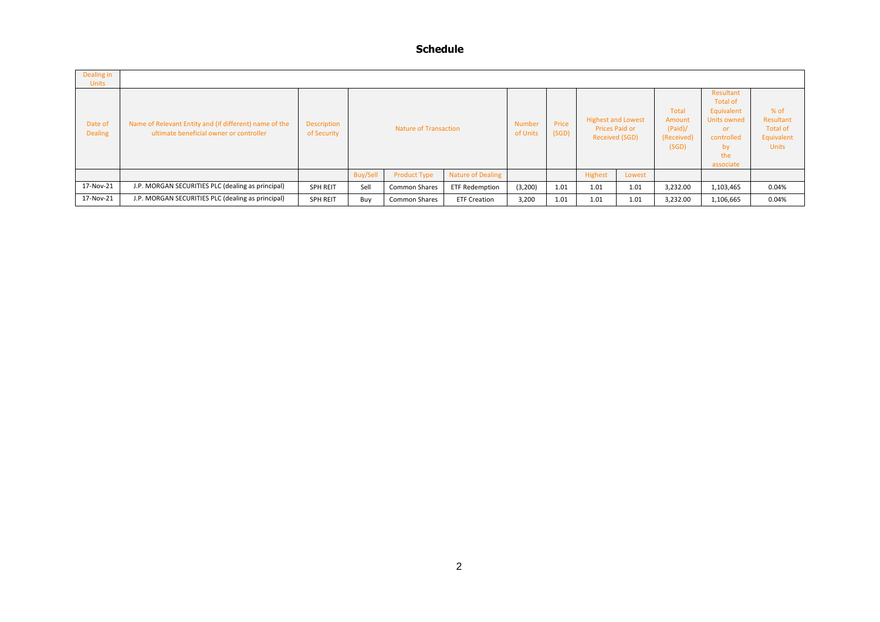## Schedule

| Dealing in Units | | | | | | | | | | | | |
|---|---|---|---|---|---|---|---|---|---|---|---|---|
| Date of Dealing | Name of Relevant Entity and (if different) name of the ultimate beneficial owner or controller | Description of Security | Nature of Transaction | | | Number of Units | Price (SGD) | Highest and Lowest Prices Paid or Received (SGD) | | Total Amount (Paid)/ (Received) (SGD) | Resultant Total of Equivalent Units owned or controlled by the associate | % of Resultant Total of Equivalent Units |
| | | | Buy/Sell | Product Type | Nature of Dealing | | | Highest | Lowest | | | |
| 17-Nov-21 | J.P. MORGAN SECURITIES PLC (dealing as principal) | SPH REIT | Sell | Common Shares | ETF Redemption | (3,200) | 1.01 | 1.01 | 1.01 | 3,232.00 | 1,103,465 | 0.04% |
| 17-Nov-21 | J.P. MORGAN SECURITIES PLC (dealing as principal) | SPH REIT | Buy | Common Shares | ETF Creation | 3,200 | 1.01 | 1.01 | 1.01 | 3,232.00 | 1,106,665 | 0.04% |